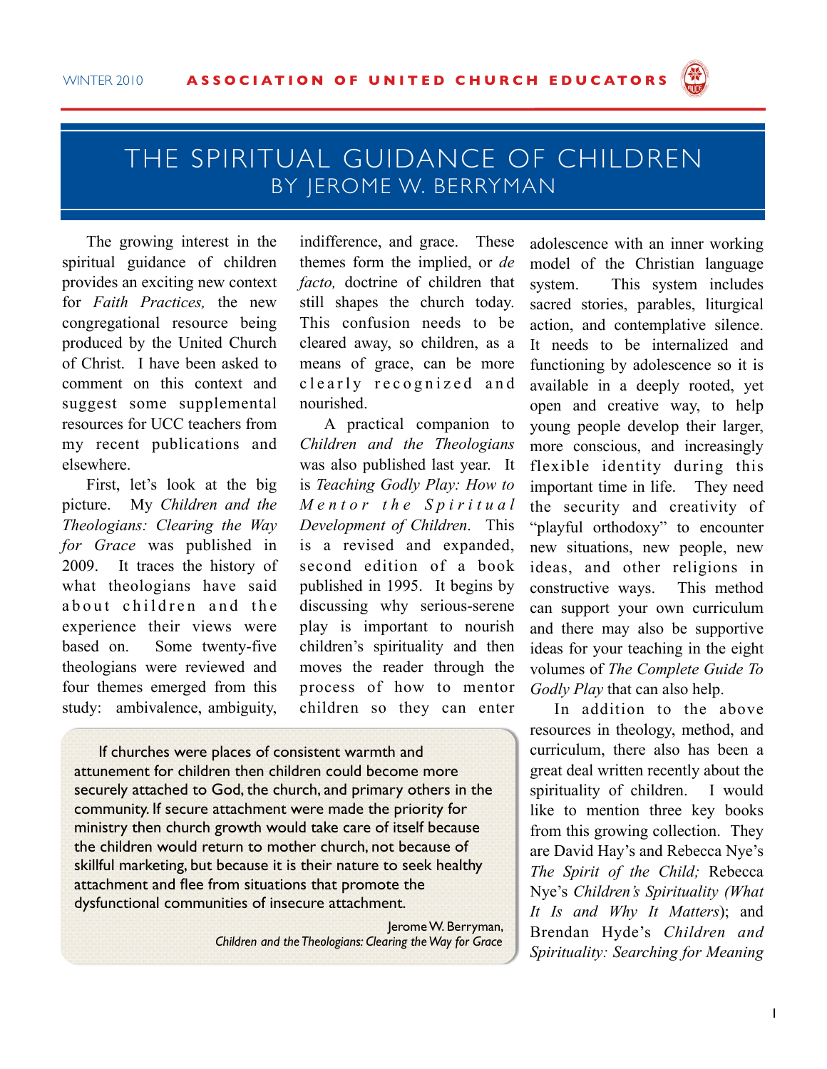# THE SPIRITUAL GUIDANCE OF CHILDREN

## BY JEROME W. BERRYMAN

The growing interest in the spiritual guidance of children provides an exciting new context for *Faith Practices,* the new congregational resource being produced by the United Church of Christ. I have been asked to comment on this context and suggest some supplemental resources for UCC teachers from my recent publications and elsewhere.

First, let's look at the big picture. My *Children and the Theologians: Clearing the Way for Grace* was published in 2009. It traces the history of what theologians have said about children and the experience their views were based on. Some twenty-five theologians were reviewed and four themes emerged from this study: ambivalence, ambiguity, indifference, and grace. These themes form the implied, or *de facto,* doctrine of children that still shapes the church today. This confusion needs to be cleared away, so children, as a means of grace, can be more clearly recognized and nourished.

A practical companion to *Children and the Theologians* was also published last year. It is *Teaching Godly Play: How to Mentor the Spiritual Development of Children*. This is a revised and expanded, second edition of a book published in 1995. It begins by discussing why serious-serene play is important to nourish children's spirituality and then moves the reader through the process of how to mentor children so they can enter adolescence with an inner working model of the Christian language system. This system includes sacred stories, parables, liturgical action, and contemplative silence. It needs to be internalized and functioning by adolescence so it is available in a deeply rooted, yet open and creative way, to help young people develop their larger, more conscious, and increasingly flexible identity during this important time in life. They need the security and creativity of "playful orthodoxy" to encounter new situations, new people, new ideas, and other religions in constructive ways. This method can support your own curriculum and there may also be supportive ideas for your teaching in the eight volumes of *The Complete Guide To Godly Play* that can also help.

> If churches were places of consistent warmth and attunement for children then children could become more securely attached to God, the church, and primary others in the community. If secure attachment were made the priority for ministry then church growth would take care of itself because the children would return to mother church, not because of skillful marketing, but because it is their nature to seek healthy attachment and flee from situations that promote the dysfunctional communities of insecure attachment.
>
> Jerome W. Berryman, *Children and the Theologians: Clearing the Way for Grace*

In addition to the above resources in theology, method, and curriculum, there also has been a great deal written recently about the spirituality of children. I would like to mention three key books from this growing collection. They are David Hay's and Rebecca Nye's *The Spirit of the Child;* Rebecca Nye's *Children's Spirituality (What It Is and Why It Matters*); and Brendan Hyde's *Children and Spirituality: Searching for Meaning*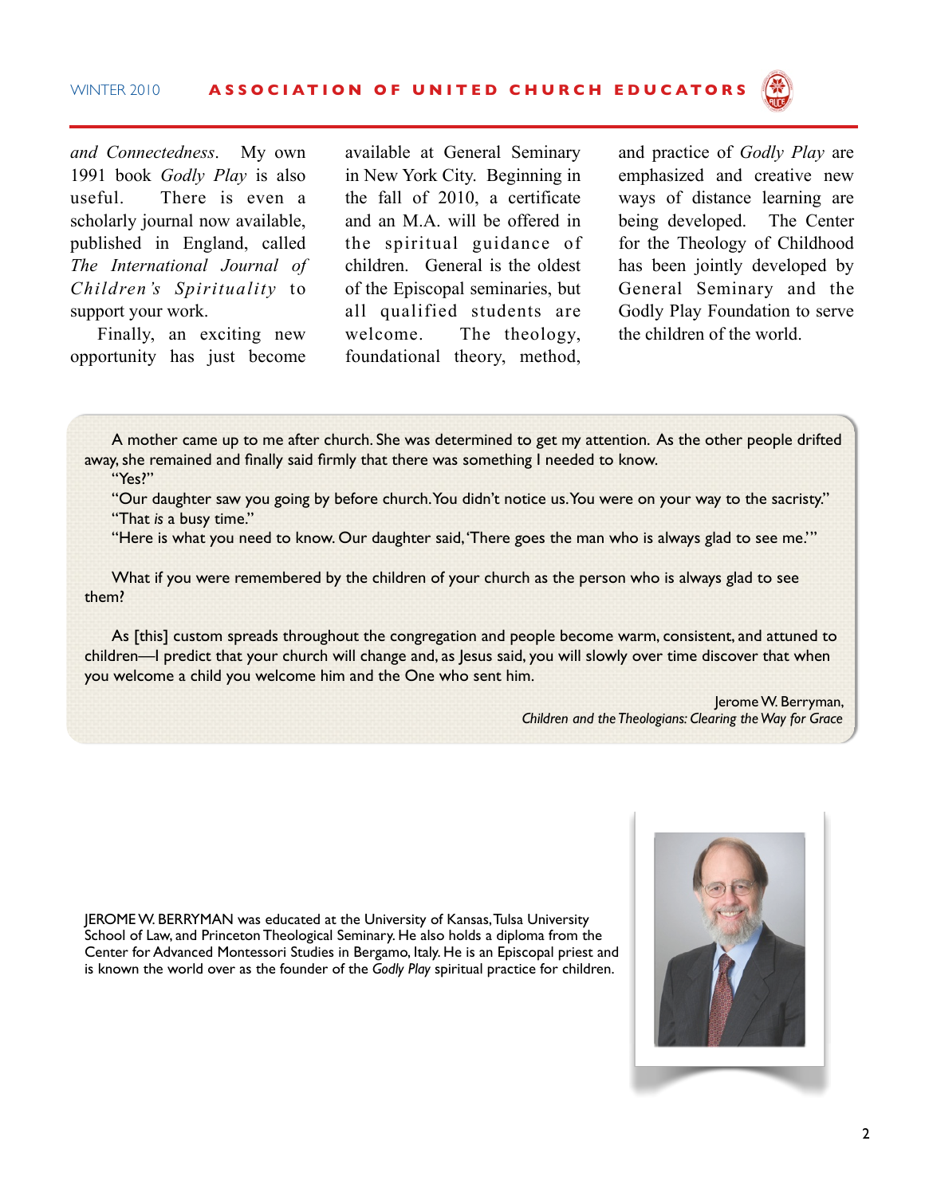*and Connectedness*. My own 1991 book *Godly Play* is also useful. There is even a scholarly journal now available, published in England, called *The International Journal of Children's Spirituality* to support your work.

Finally, an exciting new opportunity has just become available at General Seminary in New York City. Beginning in the fall of 2010, a certificate and an M.A. will be offered in the spiritual guidance of children. General is the oldest of the Episcopal seminaries, but all qualified students are welcome. The theology, foundational theory, method, and practice of *Godly Play* are emphasized and creative new ways of distance learning are being developed. The Center for the Theology of Childhood has been jointly developed by General Seminary and the Godly Play Foundation to serve the children of the world.

A mother came up to me after church. She was determined to get my attention. As the other people drifted away, she remained and finally said firmly that there was something I needed to know.

"Yes?"

"Our daughter saw you going by before church. You didn't notice us. You were on your way to the sacristy."

"That *is* a busy time."

"Here is what you need to know. Our daughter said, 'There goes the man who is always glad to see me.'"

What if you were remembered by the children of your church as the person who is always glad to see them?

As [this] custom spreads throughout the congregation and people become warm, consistent, and attuned to children—I predict that your church will change and, as Jesus said, you will slowly over time discover that when you welcome a child you welcome him and the One who sent him.

Jerome W. Berryman,
*Children and the Theologians: Clearing the Way for Grace*

JEROME W. BERRYMAN was educated at the University of Kansas, Tulsa University School of Law, and Princeton Theological Seminary. He also holds a diploma from the Center for Advanced Montessori Studies in Bergamo, Italy. He is an Episcopal priest and is known the world over as the founder of the *Godly Play* spiritual practice for children.